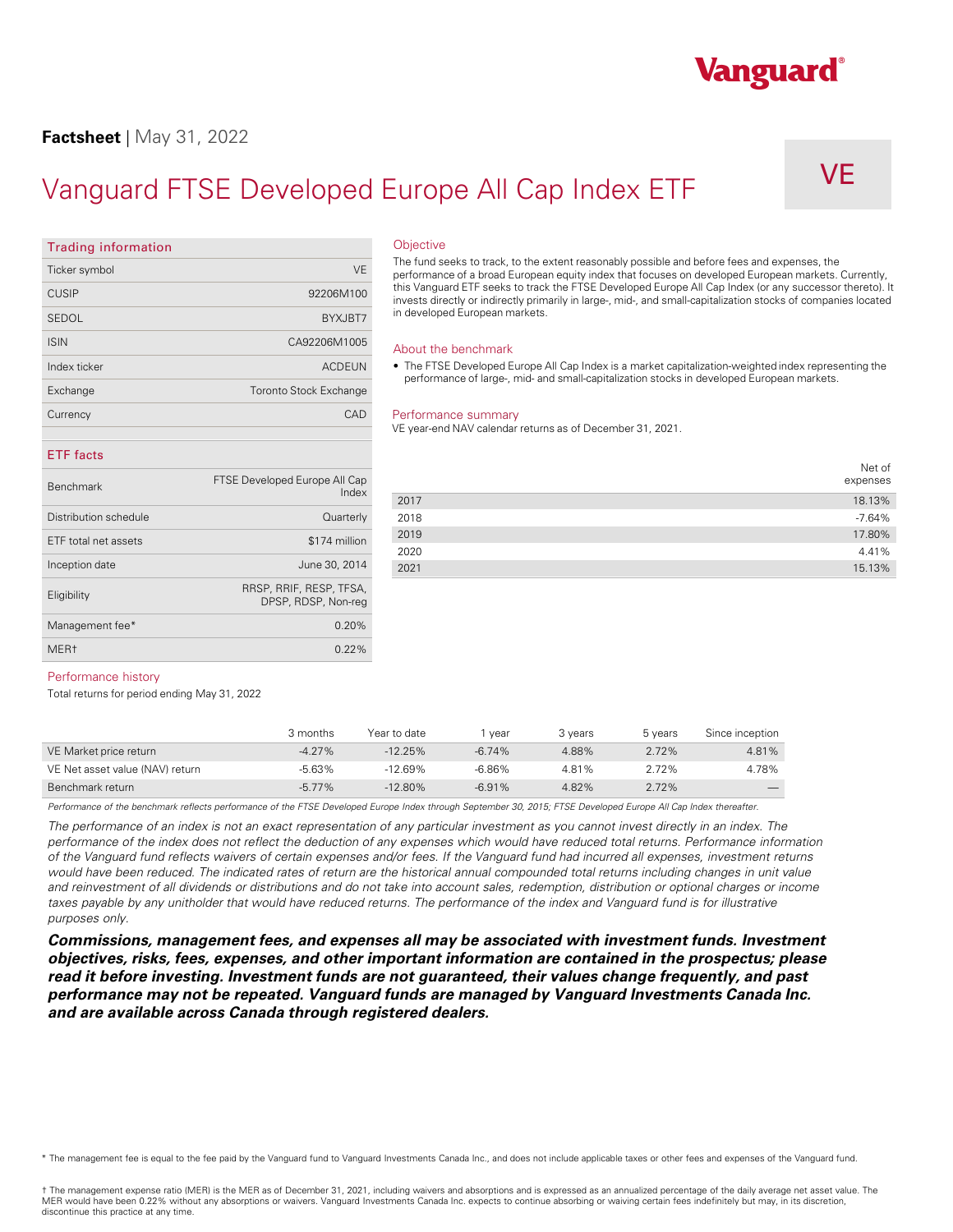**Factsheet** | May 31, 2022

# Vanguard FTSE Developed Europe All Cap Index ETF

VE

## Trading information

| | |
|---|---|
| Ticker symbol | VE |
| CUSIP | 92206M100 |
| SEDOL | BYXJBT7 |
| ISIN | CA92206M1005 |
| Index ticker | ACDEUN |
| Exchange | Toronto Stock Exchange |
| Currency | CAD |

## ETF facts

| | |
|---|---|
| Benchmark | FTSE Developed Europe All Cap Index |
| Distribution schedule | Quarterly |
| ETF total net assets | $174 million |
| Inception date | June 30, 2014 |
| Eligibility | RRSP, RRIF, RESP, TFSA, DPSP, RDSP, Non-reg |
| Management fee* | 0.20% |
| MER† | 0.22% |

## Objective

The fund seeks to track, to the extent reasonably possible and before fees and expenses, the performance of a broad European equity index that focuses on developed European markets. Currently, this Vanguard ETF seeks to track the FTSE Developed Europe All Cap Index (or any successor thereto). It invests directly or indirectly primarily in large-, mid-, and small-capitalization stocks of companies located in developed European markets.

## About the benchmark

- The FTSE Developed Europe All Cap Index is a market capitalization-weighted index representing the performance of large-, mid- and small-capitalization stocks in developed European markets.

## Performance summary

VE year-end NAV calendar returns as of December 31, 2021.

| | Net of expenses |
|---|---|
| 2017 | 18.13% |
| 2018 | -7.64% |
| 2019 | 17.80% |
| 2020 | 4.41% |
| 2021 | 15.13% |

## Performance history

Total returns for period ending May 31, 2022

| | 3 months | Year to date | 1 year | 3 years | 5 years | Since inception |
|---|---|---|---|---|---|---|
| VE Market price return | -4.27% | -12.25% | -6.74% | 4.88% | 2.72% | 4.81% |
| VE Net asset value (NAV) return | -5.63% | -12.69% | -6.86% | 4.81% | 2.72% | 4.78% |
| Benchmark return | -5.77% | -12.80% | -6.91% | 4.82% | 2.72% | — |

*Performance of the benchmark reflects performance of the FTSE Developed Europe Index through September 30, 2015; FTSE Developed Europe All Cap Index thereafter.*

*The performance of an index is not an exact representation of any particular investment as you cannot invest directly in an index. The performance of the index does not reflect the deduction of any expenses which would have reduced total returns. Performance information of the Vanguard fund reflects waivers of certain expenses and/or fees. If the Vanguard fund had incurred all expenses, investment returns would have been reduced. The indicated rates of return are the historical annual compounded total returns including changes in unit value and reinvestment of all dividends or distributions and do not take into account sales, redemption, distribution or optional charges or income taxes payable by any unitholder that would have reduced returns. The performance of the index and Vanguard fund is for illustrative purposes only.*

***Commissions, management fees, and expenses all may be associated with investment funds. Investment objectives, risks, fees, expenses, and other important information are contained in the prospectus; please read it before investing. Investment funds are not guaranteed, their values change frequently, and past performance may not be repeated. Vanguard funds are managed by Vanguard Investments Canada Inc. and are available across Canada through registered dealers.***

* The management fee is equal to the fee paid by the Vanguard fund to Vanguard Investments Canada Inc., and does not include applicable taxes or other fees and expenses of the Vanguard fund.

† The management expense ratio (MER) is the MER as of December 31, 2021, including waivers and absorptions and is expressed as an annualized percentage of the daily average net asset value. The MER would have been 0.22% without any absorptions or waivers. Vanguard Investments Canada Inc. expects to continue absorbing or waiving certain fees indefinitely but may, in its discretion, discontinue this practice at any time.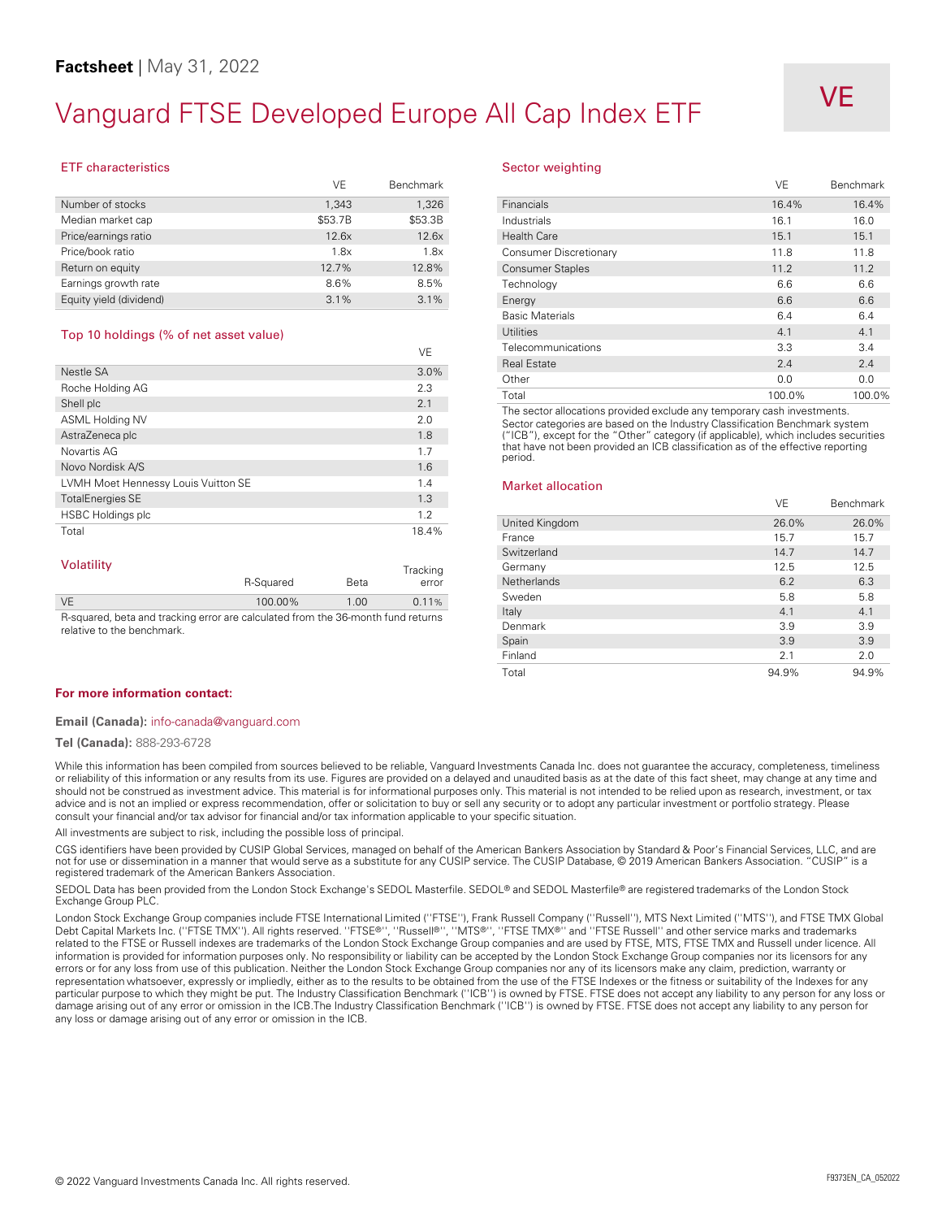**Factsheet** | May 31, 2022

# Vanguard FTSE Developed Europe All Cap Index ETF

VE

## ETF characteristics

| | VE | Benchmark |
|---|---|---|
| Number of stocks | 1,343 | 1,326 |
| Median market cap | $53.7B | $53.3B |
| Price/earnings ratio | 12.6x | 12.6x |
| Price/book ratio | 1.8x | 1.8x |
| Return on equity | 12.7% | 12.8% |
| Earnings growth rate | 8.6% | 8.5% |
| Equity yield (dividend) | 3.1% | 3.1% |

## Top 10 holdings (% of net asset value)

| | VE |
|---|---|
| Nestle SA | 3.0% |
| Roche Holding AG | 2.3 |
| Shell plc | 2.1 |
| ASML Holding NV | 2.0 |
| AstraZeneca plc | 1.8 |
| Novartis AG | 1.7 |
| Novo Nordisk A/S | 1.6 |
| LVMH Moet Hennessy Louis Vuitton SE | 1.4 |
| TotalEnergies SE | 1.3 |
| HSBC Holdings plc | 1.2 |
| Total | 18.4% |

## Volatility

| | R-Squared | Beta | Tracking error |
|---|---|---|---|
| VE | 100.00% | 1.00 | 0.11% |

R-squared, beta and tracking error are calculated from the 36-month fund returns relative to the benchmark.

## Sector weighting

| | VE | Benchmark |
|---|---|---|
| Financials | 16.4% | 16.4% |
| Industrials | 16.1 | 16.0 |
| Health Care | 15.1 | 15.1 |
| Consumer Discretionary | 11.8 | 11.8 |
| Consumer Staples | 11.2 | 11.2 |
| Technology | 6.6 | 6.6 |
| Energy | 6.6 | 6.6 |
| Basic Materials | 6.4 | 6.4 |
| Utilities | 4.1 | 4.1 |
| Telecommunications | 3.3 | 3.4 |
| Real Estate | 2.4 | 2.4 |
| Other | 0.0 | 0.0 |
| Total | 100.0% | 100.0% |

The sector allocations provided exclude any temporary cash investments. Sector categories are based on the Industry Classification Benchmark system ("ICB"), except for the "Other" category (if applicable), which includes securities that have not been provided an ICB classification as of the effective reporting period.

## Market allocation

| | VE | Benchmark |
|---|---|---|
| United Kingdom | 26.0% | 26.0% |
| France | 15.7 | 15.7 |
| Switzerland | 14.7 | 14.7 |
| Germany | 12.5 | 12.5 |
| Netherlands | 6.2 | 6.3 |
| Sweden | 5.8 | 5.8 |
| Italy | 4.1 | 4.1 |
| Denmark | 3.9 | 3.9 |
| Spain | 3.9 | 3.9 |
| Finland | 2.1 | 2.0 |
| Total | 94.9% | 94.9% |

**For more information contact:**

**Email (Canada):** info-canada@vanguard.com

**Tel (Canada):** 888-293-6728

While this information has been compiled from sources believed to be reliable, Vanguard Investments Canada Inc. does not guarantee the accuracy, completeness, timeliness or reliability of this information or any results from its use. Figures are provided on a delayed and unaudited basis as at the date of this fact sheet, may change at any time and should not be construed as investment advice. This material is for informational purposes only. This material is not intended to be relied upon as research, investment, or tax advice and is not an implied or express recommendation, offer or solicitation to buy or sell any security or to adopt any particular investment or portfolio strategy. Please consult your financial and/or tax advisor for financial and/or tax information applicable to your specific situation.

All investments are subject to risk, including the possible loss of principal.

CGS identifiers have been provided by CUSIP Global Services, managed on behalf of the American Bankers Association by Standard & Poor's Financial Services, LLC, and are not for use or dissemination in a manner that would serve as a substitute for any CUSIP service. The CUSIP Database, © 2019 American Bankers Association. "CUSIP" is a registered trademark of the American Bankers Association.

SEDOL Data has been provided from the London Stock Exchange's SEDOL Masterfile. SEDOL® and SEDOL Masterfile® are registered trademarks of the London Stock Exchange Group PLC.

London Stock Exchange Group companies include FTSE International Limited (''FTSE''), Frank Russell Company (''Russell''), MTS Next Limited (''MTS''), and FTSE TMX Global Debt Capital Markets Inc. (''FTSE TMX''). All rights reserved. ''FTSE®'', ''Russell®'', ''MTS®'', ''FTSE TMX®'' and ''FTSE Russell'' and other service marks and trademarks related to the FTSE or Russell indexes are trademarks of the London Stock Exchange Group companies and are used by FTSE, MTS, FTSE TMX and Russell under licence. All information is provided for information purposes only. No responsibility or liability can be accepted by the London Stock Exchange Group companies nor its licensors for any errors or for any loss from use of this publication. Neither the London Stock Exchange Group companies nor any of its licensors make any claim, prediction, warranty or representation whatsoever, expressly or impliedly, either as to the results to be obtained from the use of the FTSE Indexes or the fitness or suitability of the Indexes for any particular purpose to which they might be put. The Industry Classification Benchmark (''ICB'') is owned by FTSE. FTSE does not accept any liability to any person for any loss or damage arising out of any error or omission in the ICB.The Industry Classification Benchmark (''ICB'') is owned by FTSE. FTSE does not accept any liability to any person for any loss or damage arising out of any error or omission in the ICB.

© 2022 Vanguard Investments Canada Inc. All rights reserved.

F9373EN_CA_052022